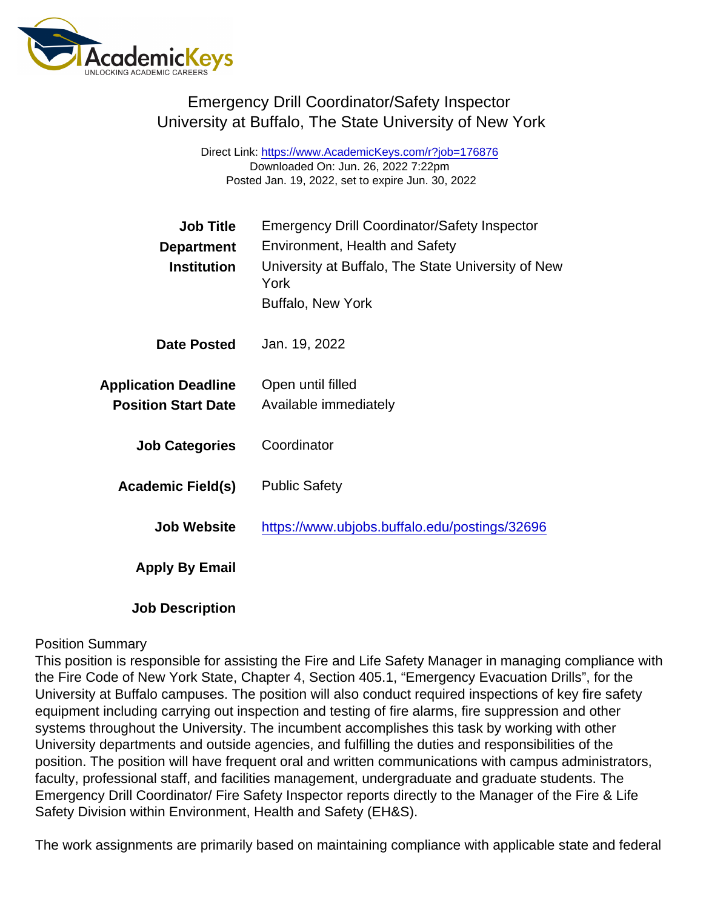# Emergency Drill Coordinator/Safety Inspector
## University at Buffalo, The State University of New York

Direct Link: https://www.AcademicKeys.com/r?job=176876
Downloaded On: Jun. 26, 2022 7:22pm
Posted Jan. 19, 2022, set to expire Jun. 30, 2022

**Job Title** Emergency Drill Coordinator/Safety Inspector

**Department** Environment, Health and Safety

**Institution** University at Buffalo, The State University of New York
Buffalo, New York

**Date Posted** Jan. 19, 2022

**Application Deadline** Open until filled

**Position Start Date** Available immediately

**Job Categories** Coordinator

**Academic Field(s)** Public Safety

**Job Website** https://www.ubjobs.buffalo.edu/postings/32696

**Apply By Email**

**Job Description**

Position Summary
This position is responsible for assisting the Fire and Life Safety Manager in managing compliance with the Fire Code of New York State, Chapter 4, Section 405.1, “Emergency Evacuation Drills”, for the University at Buffalo campuses. The position will also conduct required inspections of key fire safety equipment including carrying out inspection and testing of fire alarms, fire suppression and other systems throughout the University. The incumbent accomplishes this task by working with other University departments and outside agencies, and fulfilling the duties and responsibilities of the position. The position will have frequent oral and written communications with campus administrators, faculty, professional staff, and facilities management, undergraduate and graduate students. The Emergency Drill Coordinator/ Fire Safety Inspector reports directly to the Manager of the Fire & Life Safety Division within Environment, Health and Safety (EH&S).

The work assignments are primarily based on maintaining compliance with applicable state and federal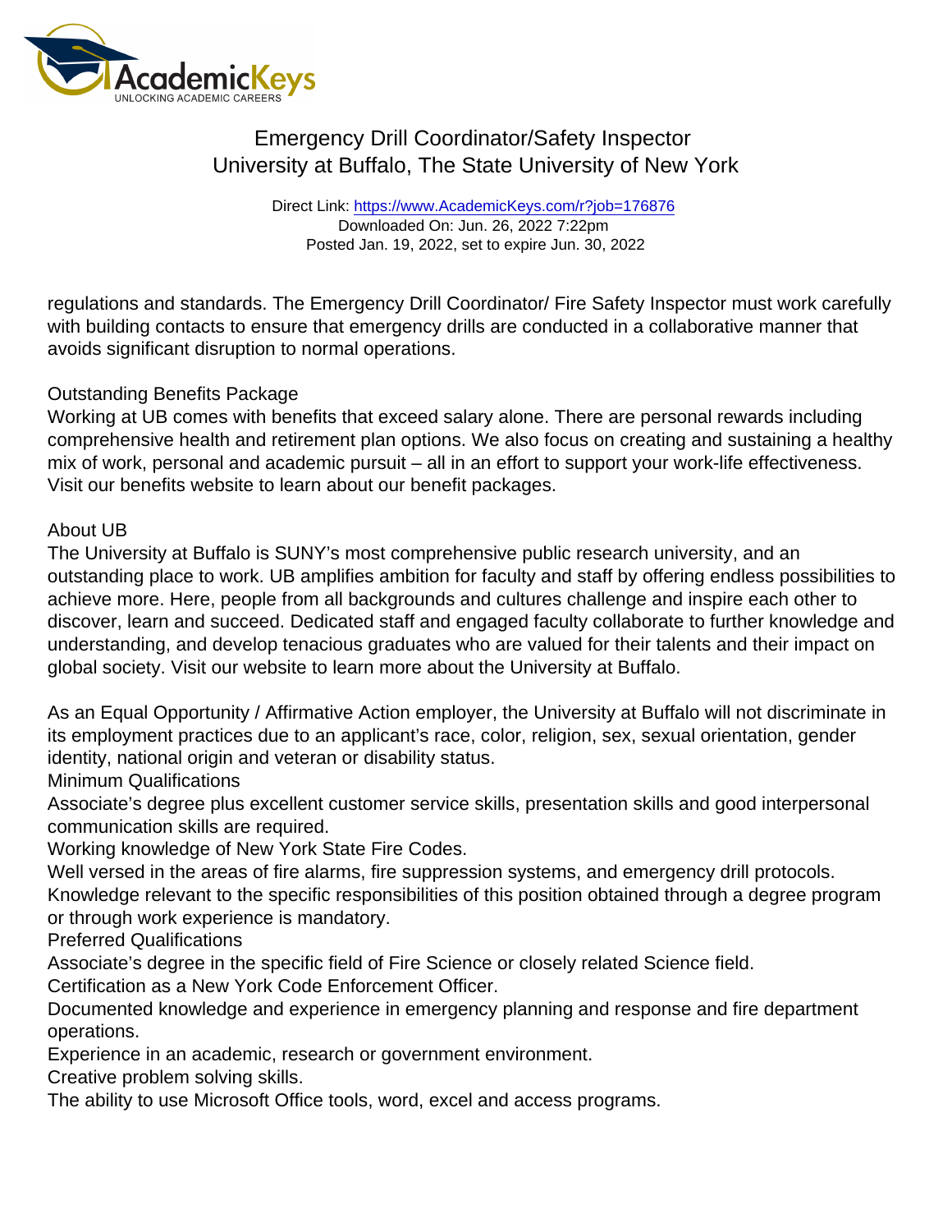regulations and standards. The Emergency Drill Coordinator/ Fire Safety Inspector must work carefully with building contacts to ensure that emergency drills are conducted in a collaborative manner that avoids significant disruption to normal operations.

## Outstanding Benefits Package

Working at UB comes with benefits that exceed salary alone. There are personal rewards including comprehensive health and retirement plan options. We also focus on creating and sustaining a healthy mix of work, personal and academic pursuit – all in an effort to support your work-life effectiveness. Visit our benefits website to learn about our benefit packages.

## About UB

The University at Buffalo is SUNY's most comprehensive public research university, and an outstanding place to work. UB amplifies ambition for faculty and staff by offering endless possibilities to achieve more. Here, people from all backgrounds and cultures challenge and inspire each other to discover, learn and succeed. Dedicated staff and engaged faculty collaborate to further knowledge and understanding, and develop tenacious graduates who are valued for their talents and their impact on global society. Visit our website to learn more about the University at Buffalo.

As an Equal Opportunity / Affirmative Action employer, the University at Buffalo will not discriminate in its employment practices due to an applicant's race, color, religion, sex, sexual orientation, gender identity, national origin and veteran or disability status.

## Minimum Qualifications

Associate's degree plus excellent customer service skills, presentation skills and good interpersonal communication skills are required.
Working knowledge of New York State Fire Codes.
Well versed in the areas of fire alarms, fire suppression systems, and emergency drill protocols.
Knowledge relevant to the specific responsibilities of this position obtained through a degree program or through work experience is mandatory.

## Preferred Qualifications

Associate's degree in the specific field of Fire Science or closely related Science field.
Certification as a New York Code Enforcement Officer.
Documented knowledge and experience in emergency planning and response and fire department operations.
Experience in an academic, research or government environment.
Creative problem solving skills.
The ability to use Microsoft Office tools, word, excel and access programs.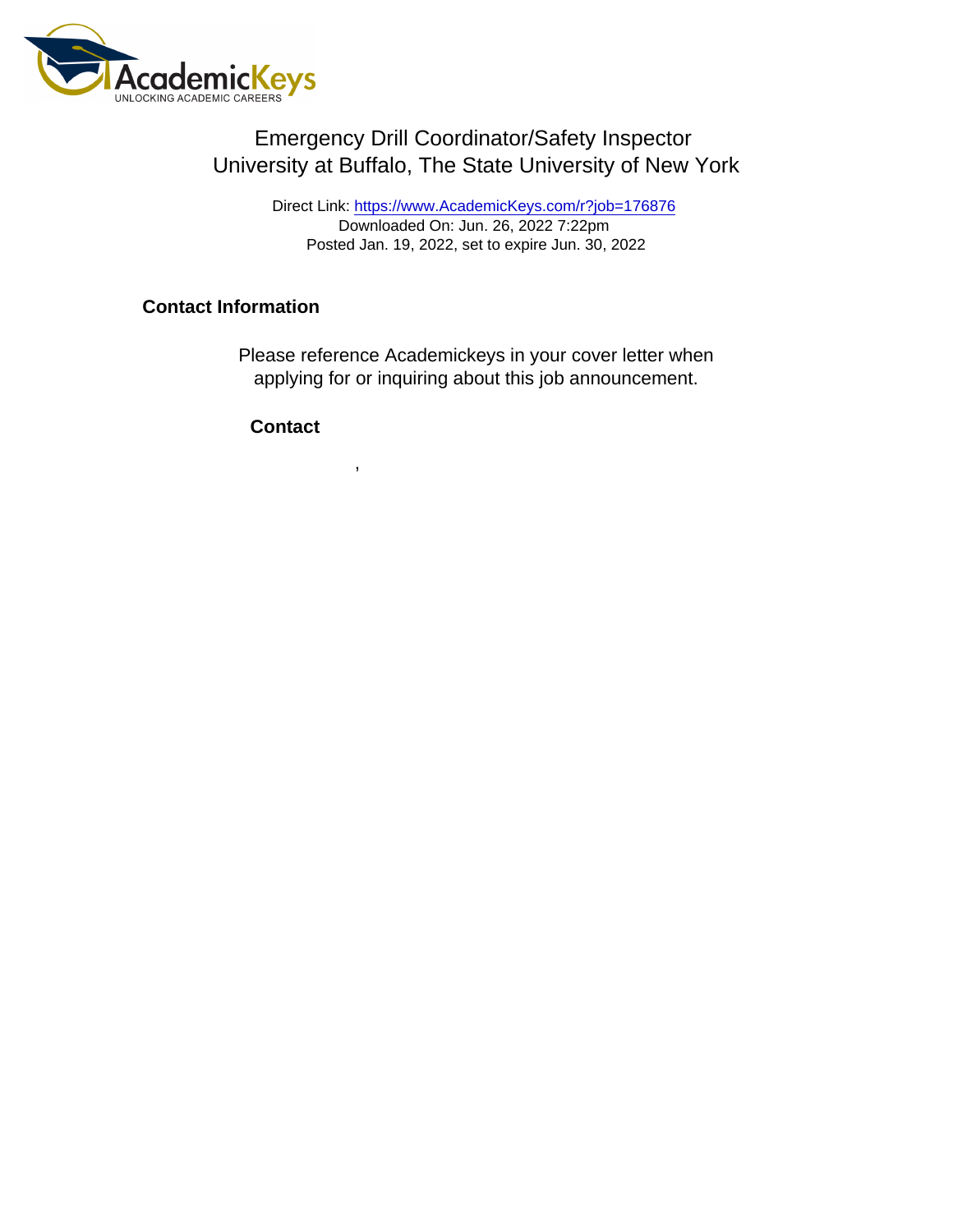# Emergency Drill Coordinator/Safety Inspector
## University at Buffalo, The State University of New York

Direct Link: https://www.AcademicKeys.com/r?job=176876
Downloaded On: Jun. 26, 2022 7:22pm
Posted Jan. 19, 2022, set to expire Jun. 30, 2022

### Contact Information

Please reference Academickeys in your cover letter when applying for or inquiring about this job announcement.

**Contact**

,